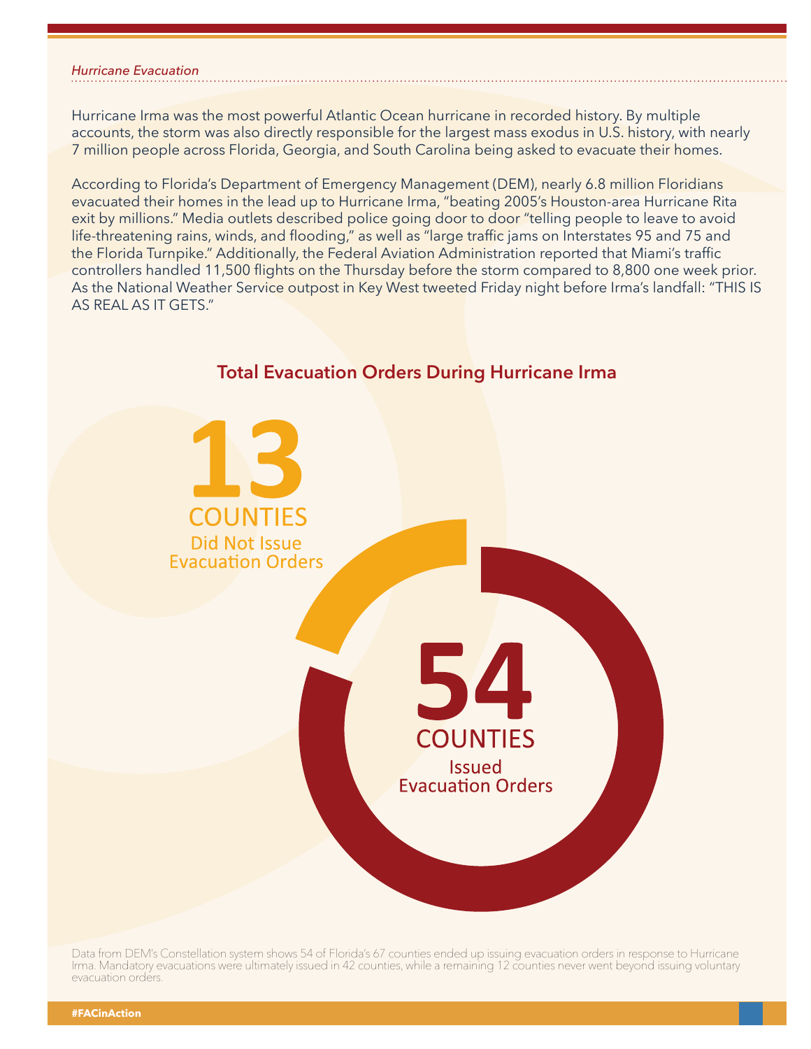*Hurricane Evacuation*

Hurricane Irma was the most powerful Atlantic Ocean hurricane in recorded history. By multiple accounts, the storm was also directly responsible for the largest mass exodus in U.S. history, with nearly 7 million people across Florida, Georgia, and South Carolina being asked to evacuate their homes.

According to Florida's Department of Emergency Management (DEM), nearly 6.8 million Floridians evacuated their homes in the lead up to Hurricane Irma, "beating 2005's Houston-area Hurricane Rita exit by millions." Media outlets described police going door to door "telling people to leave to avoid life-threatening rains, winds, and flooding," as well as "large traffic jams on Interstates 95 and 75 and the Florida Turnpike." Additionally, the Federal Aviation Administration reported that Miami's traffic controllers handled 11,500 flights on the Thursday before the storm compared to 8,800 one week prior. As the National Weather Service outpost in Key West tweeted Friday night before Irma's landfall: "THIS IS AS REAL AS IT GETS."

## Total Evacuation Orders During Hurricane Irma

**13** COUNTIES Did Not Issue Evacuation Orders

**54** COUNTIES Issued Evacuation Orders

Data from DEM's Constellation system shows 54 of Florida's 67 counties ended up issuing evacuation orders in response to Hurricane Irma. Mandatory evacuations were ultimately issued in 42 counties, while a remaining 12 counties never went beyond issuing voluntary evacuation orders.

#FACinAction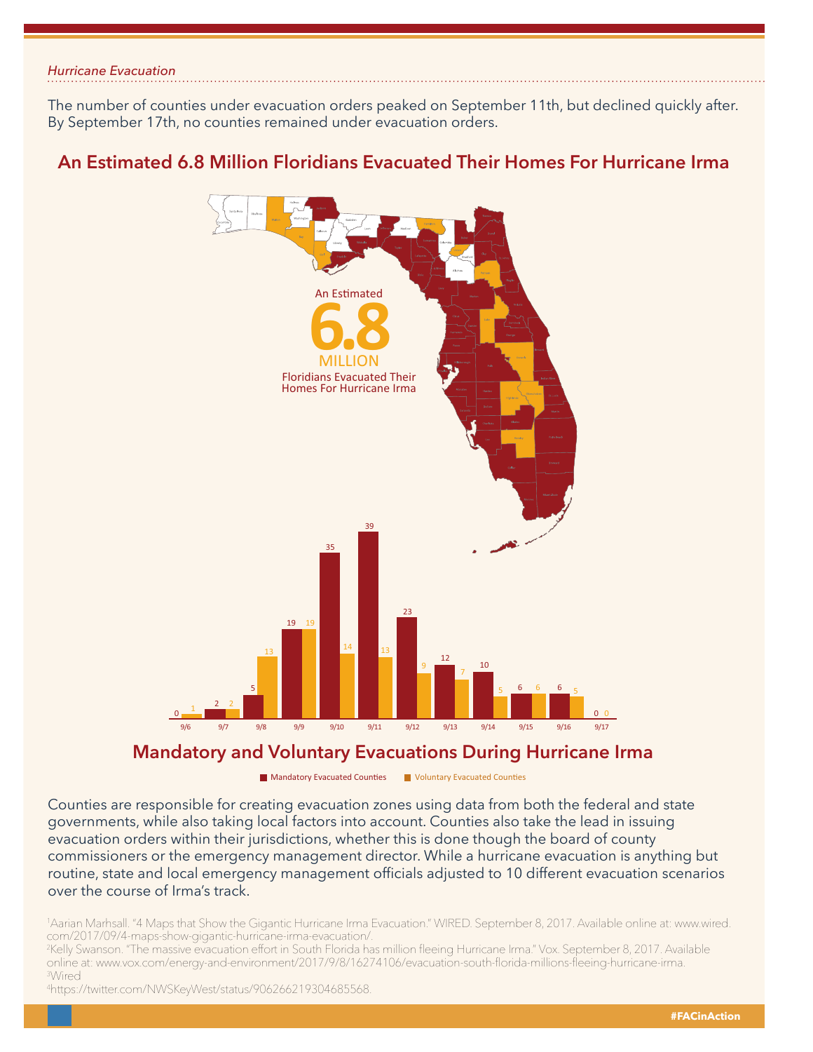*Hurricane Evacuation*

The number of counties under evacuation orders peaked on September 11th, but declined quickly after. By September 17th, no counties remained under evacuation orders.

## An Estimated 6.8 Million Floridians Evacuated Their Homes For Hurricane Irma

An Estimated
6.8
MILLION
Floridians Evacuated Their Homes For Hurricane Irma

0 1
2 2
5 13
19 19
35 14
39 13
23 9
12 7
10 5
6 6
6 5
0 0

9/6 9/7 9/8 9/9 9/10 9/11 9/12 9/13 9/14 9/15 9/16 9/17

## Mandatory and Voluntary Evacuations During Hurricane Irma

Mandatory Evacuated Counties
Voluntary Evacuated Counties

Counties are responsible for creating evacuation zones using data from both the federal and state governments, while also taking local factors into account. Counties also take the lead in issuing evacuation orders within their jurisdictions, whether this is done though the board of county commissioners or the emergency management director. While a hurricane evacuation is anything but routine, state and local emergency management officials adjusted to 10 different evacuation scenarios over the course of Irma's track.

[1] Aarian Marhsall. "4 Maps that Show the Gigantic Hurricane Irma Evacuation." WIRED. September 8, 2017. Available online at: www.wired.com/2017/09/4-maps-show-gigantic-hurricane-irma-evacuation/.

[2] Kelly Swanson. "The massive evacuation effort in South Florida has million fleeing Hurricane Irma." Vox. September 8, 2017. Available online at: www.vox.com/energy-and-environment/2017/9/8/16274106/evacuation-south-florida-millions-fleeing-hurricane-irma.

[3] Wired

[4] https://twitter.com/NWSKeyWest/status/906266219304685568.

#FACinAction